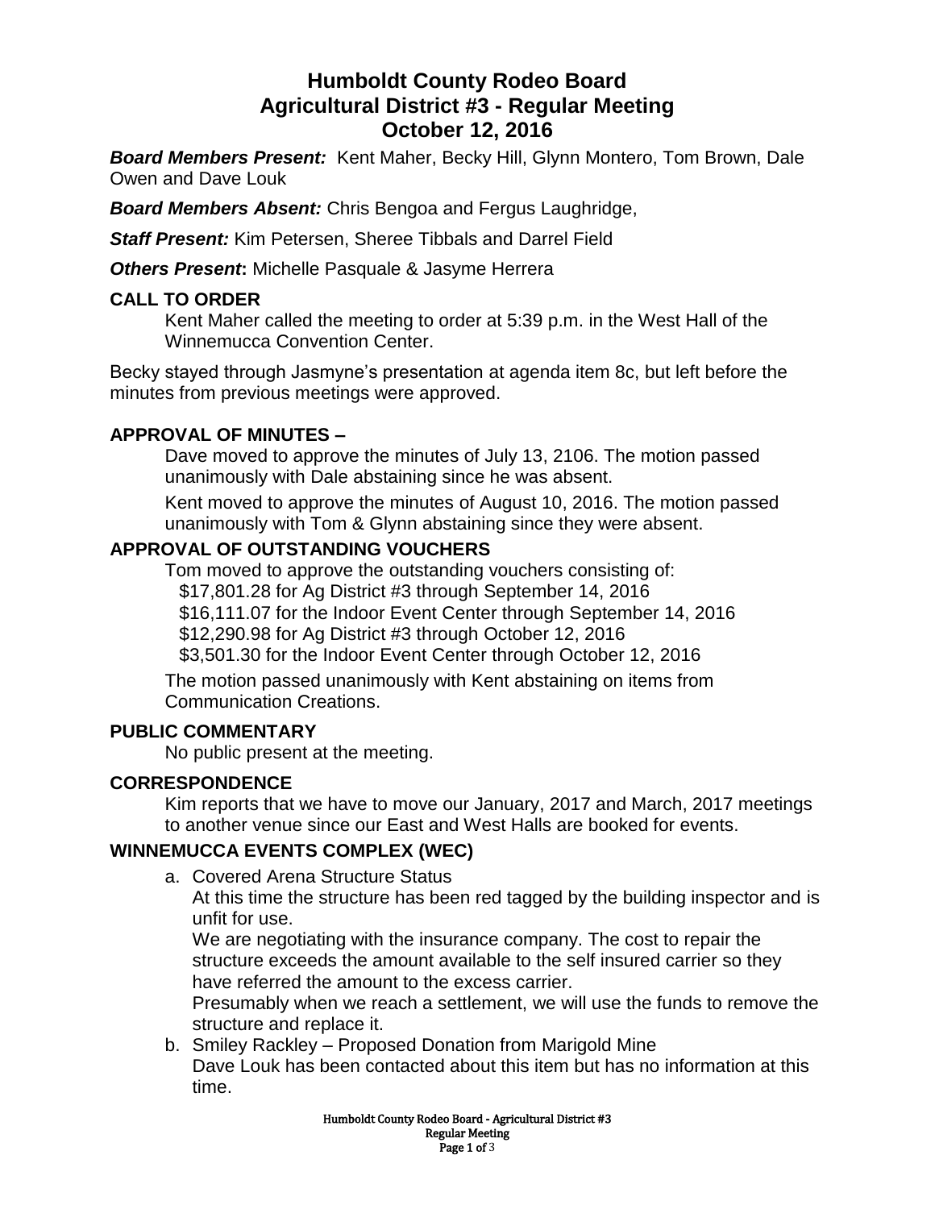# Humboldt County Rodeo Board
# Agricultural District #3 - Regular Meeting
# October 12, 2016

***Board Members Present:*** Kent Maher, Becky Hill, Glynn Montero, Tom Brown, Dale Owen and Dave Louk

***Board Members Absent:*** Chris Bengoa and Fergus Laughridge,

***Staff Present:*** Kim Petersen, Sheree Tibbals and Darrel Field

***Others Present*:** Michelle Pasquale & Jasyme Herrera

## CALL TO ORDER

Kent Maher called the meeting to order at 5:39 p.m. in the West Hall of the Winnemucca Convention Center.

Becky stayed through Jasmyne's presentation at agenda item 8c, but left before the minutes from previous meetings were approved.

## APPROVAL OF MINUTES –

Dave moved to approve the minutes of July 13, 2106. The motion passed unanimously with Dale abstaining since he was absent.

Kent moved to approve the minutes of August 10, 2016. The motion passed unanimously with Tom & Glynn abstaining since they were absent.

## APPROVAL OF OUTSTANDING VOUCHERS

Tom moved to approve the outstanding vouchers consisting of:

- $17,801.28 for Ag District #3 through September 14, 2016
- $16,111.07 for the Indoor Event Center through September 14, 2016
- $12,290.98 for Ag District #3 through October 12, 2016
- $3,501.30 for the Indoor Event Center through October 12, 2016

The motion passed unanimously with Kent abstaining on items from Communication Creations.

## PUBLIC COMMENTARY

No public present at the meeting.

## CORRESPONDENCE

Kim reports that we have to move our January, 2017 and March, 2017 meetings to another venue since our East and West Halls are booked for events.

## WINNEMUCCA EVENTS COMPLEX (WEC)

a. Covered Arena Structure Status

At this time the structure has been red tagged by the building inspector and is unfit for use.

We are negotiating with the insurance company. The cost to repair the structure exceeds the amount available to the self insured carrier so they have referred the amount to the excess carrier.

Presumably when we reach a settlement, we will use the funds to remove the structure and replace it.

b. Smiley Rackley – Proposed Donation from Marigold Mine

Dave Louk has been contacted about this item but has no information at this time.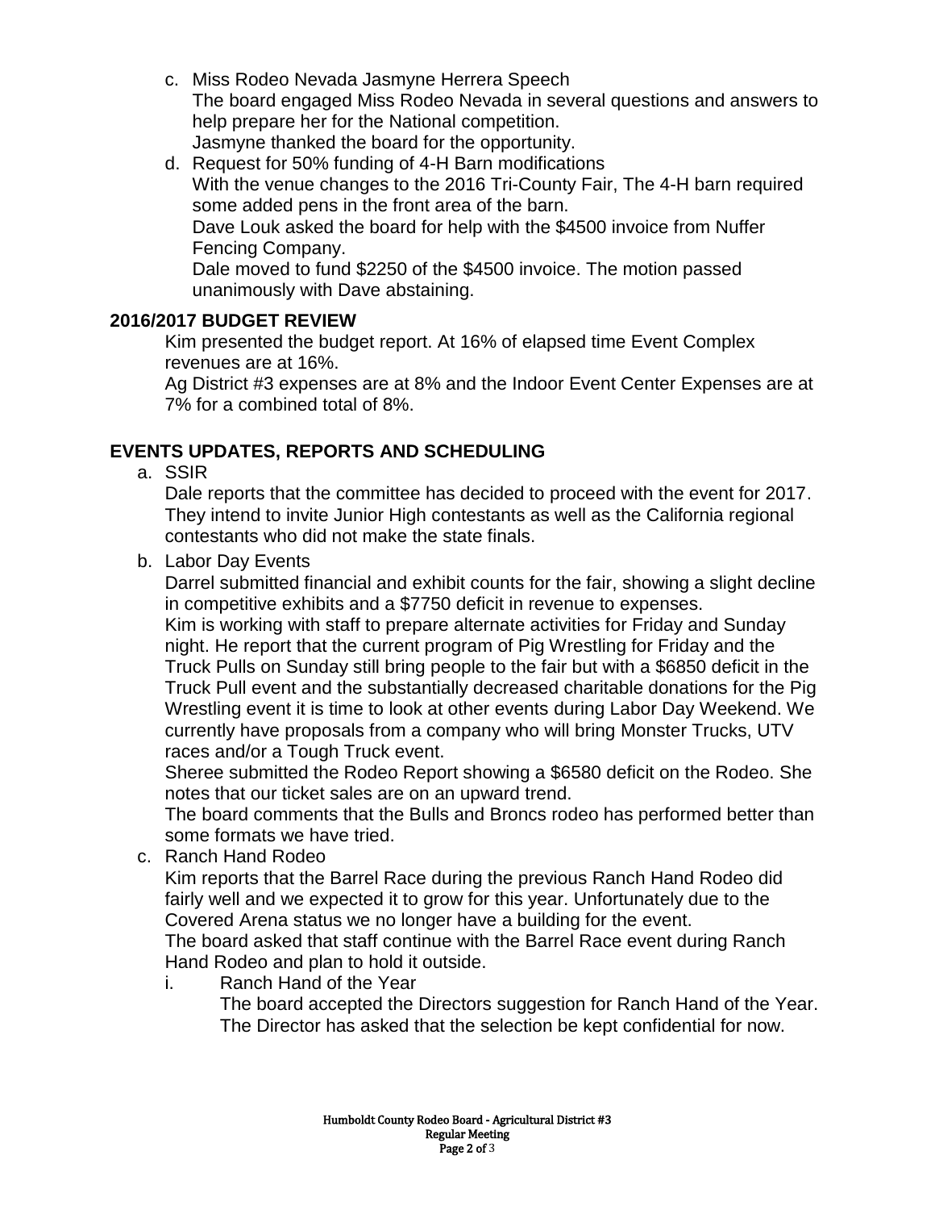c. Miss Rodeo Nevada Jasmyne Herrera Speech
   The board engaged Miss Rodeo Nevada in several questions and answers to help prepare her for the National competition.
   Jasmyne thanked the board for the opportunity.
d. Request for 50% funding of 4-H Barn modifications
   With the venue changes to the 2016 Tri-County Fair, The 4-H barn required some added pens in the front area of the barn.
   Dave Louk asked the board for help with the $4500 invoice from Nuffer Fencing Company.
   Dale moved to fund $2250 of the $4500 invoice. The motion passed unanimously with Dave abstaining.

## 2016/2017 BUDGET REVIEW

Kim presented the budget report. At 16% of elapsed time Event Complex revenues are at 16%.
Ag District #3 expenses are at 8% and the Indoor Event Center Expenses are at 7% for a combined total of 8%.

## EVENTS UPDATES, REPORTS AND SCHEDULING

a. SSIR
   Dale reports that the committee has decided to proceed with the event for 2017. They intend to invite Junior High contestants as well as the California regional contestants who did not make the state finals.
b. Labor Day Events
   Darrel submitted financial and exhibit counts for the fair, showing a slight decline in competitive exhibits and a $7750 deficit in revenue to expenses.
   Kim is working with staff to prepare alternate activities for Friday and Sunday night. He report that the current program of Pig Wrestling for Friday and the Truck Pulls on Sunday still bring people to the fair but with a $6850 deficit in the Truck Pull event and the substantially decreased charitable donations for the Pig Wrestling event it is time to look at other events during Labor Day Weekend. We currently have proposals from a company who will bring Monster Trucks, UTV races and/or a Tough Truck event.
   Sheree submitted the Rodeo Report showing a $6580 deficit on the Rodeo. She notes that our ticket sales are on an upward trend.
   The board comments that the Bulls and Broncs rodeo has performed better than some formats we have tried.
c. Ranch Hand Rodeo
   Kim reports that the Barrel Race during the previous Ranch Hand Rodeo did fairly well and we expected it to grow for this year. Unfortunately due to the Covered Arena status we no longer have a building for the event.
   The board asked that staff continue with the Barrel Race event during Ranch Hand Rodeo and plan to hold it outside.
   i. Ranch Hand of the Year
      The board accepted the Directors suggestion for Ranch Hand of the Year. The Director has asked that the selection be kept confidential for now.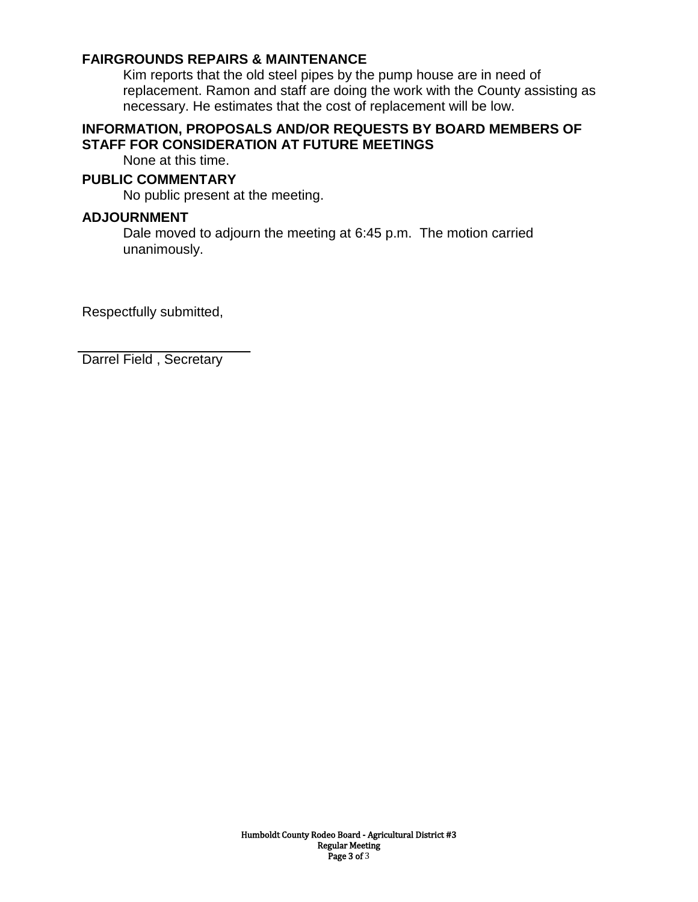## FAIRGROUNDS REPAIRS & MAINTENANCE

Kim reports that the old steel pipes by the pump house are in need of replacement. Ramon and staff are doing the work with the County assisting as necessary. He estimates that the cost of replacement will be low.

## INFORMATION, PROPOSALS AND/OR REQUESTS BY BOARD MEMBERS OF STAFF FOR CONSIDERATION AT FUTURE MEETINGS

None at this time.

## PUBLIC COMMENTARY

No public present at the meeting.

## ADJOURNMENT

Dale moved to adjourn the meeting at 6:45 p.m. The motion carried unanimously.

Respectfully submitted,

Darrel Field , Secretary